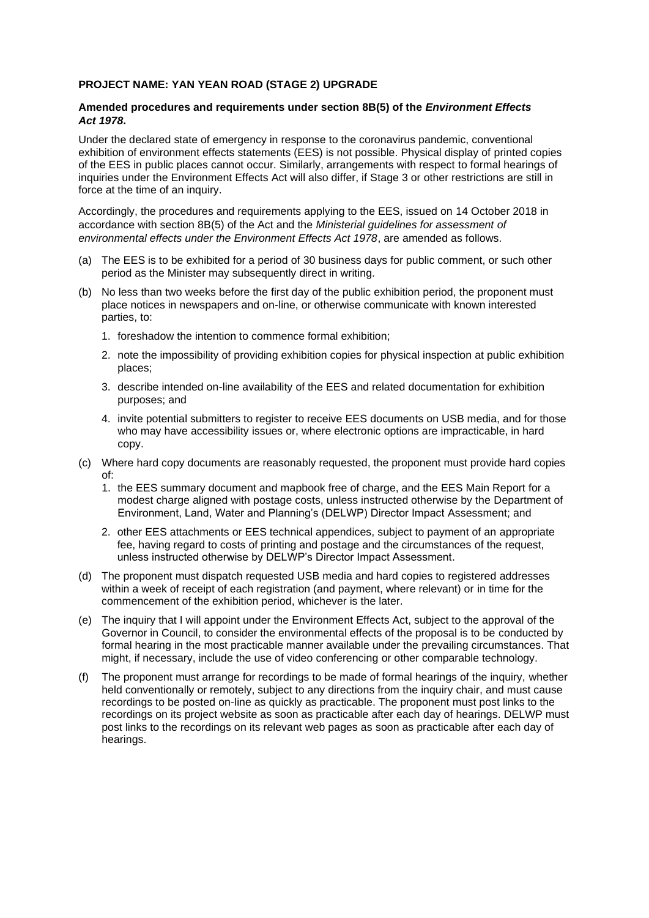**PROJECT NAME: YAN YEAN ROAD (STAGE 2) UPGRADE**

**Amended procedures and requirements under section 8B(5) of the *Environment Effects Act 1978*.**

Under the declared state of emergency in response to the coronavirus pandemic, conventional exhibition of environment effects statements (EES) is not possible. Physical display of printed copies of the EES in public places cannot occur. Similarly, arrangements with respect to formal hearings of inquiries under the Environment Effects Act will also differ, if Stage 3 or other restrictions are still in force at the time of an inquiry.

Accordingly, the procedures and requirements applying to the EES, issued on 14 October 2018 in accordance with section 8B(5) of the Act and the *Ministerial guidelines for assessment of environmental effects under the Environment Effects Act 1978*, are amended as follows.

(a) The EES is to be exhibited for a period of 30 business days for public comment, or such other period as the Minister may subsequently direct in writing.

(b) No less than two weeks before the first day of the public exhibition period, the proponent must place notices in newspapers and on-line, or otherwise communicate with known interested parties, to:

1. foreshadow the intention to commence formal exhibition;
2. note the impossibility of providing exhibition copies for physical inspection at public exhibition places;
3. describe intended on-line availability of the EES and related documentation for exhibition purposes; and
4. invite potential submitters to register to receive EES documents on USB media, and for those who may have accessibility issues or, where electronic options are impracticable, in hard copy.

(c) Where hard copy documents are reasonably requested, the proponent must provide hard copies of:

1. the EES summary document and mapbook free of charge, and the EES Main Report for a modest charge aligned with postage costs, unless instructed otherwise by the Department of Environment, Land, Water and Planning's (DELWP) Director Impact Assessment; and
2. other EES attachments or EES technical appendices, subject to payment of an appropriate fee, having regard to costs of printing and postage and the circumstances of the request, unless instructed otherwise by DELWP's Director Impact Assessment.

(d) The proponent must dispatch requested USB media and hard copies to registered addresses within a week of receipt of each registration (and payment, where relevant) or in time for the commencement of the exhibition period, whichever is the later.

(e) The inquiry that I will appoint under the Environment Effects Act, subject to the approval of the Governor in Council, to consider the environmental effects of the proposal is to be conducted by formal hearing in the most practicable manner available under the prevailing circumstances. That might, if necessary, include the use of video conferencing or other comparable technology.

(f) The proponent must arrange for recordings to be made of formal hearings of the inquiry, whether held conventionally or remotely, subject to any directions from the inquiry chair, and must cause recordings to be posted on-line as quickly as practicable. The proponent must post links to the recordings on its project website as soon as practicable after each day of hearings. DELWP must post links to the recordings on its relevant web pages as soon as practicable after each day of hearings.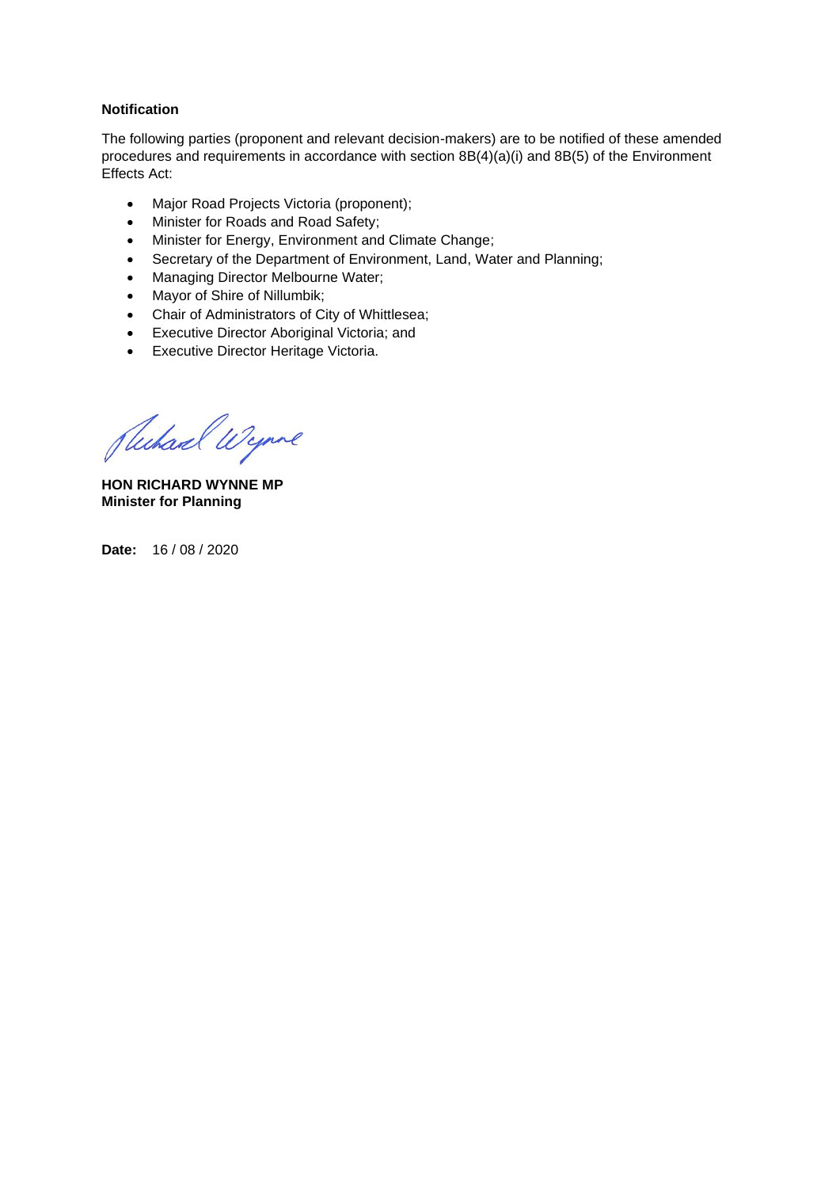**Notification**

The following parties (proponent and relevant decision-makers) are to be notified of these amended procedures and requirements in accordance with section 8B(4)(a)(i) and 8B(5) of the Environment Effects Act:

- Major Road Projects Victoria (proponent);
- Minister for Roads and Road Safety;
- Minister for Energy, Environment and Climate Change;
- Secretary of the Department of Environment, Land, Water and Planning;
- Managing Director Melbourne Water;
- Mayor of Shire of Nillumbik;
- Chair of Administrators of City of Whittlesea;
- Executive Director Aboriginal Victoria; and
- Executive Director Heritage Victoria.

**HON RICHARD WYNNE MP**
**Minister for Planning**

**Date:** 16 / 08 / 2020